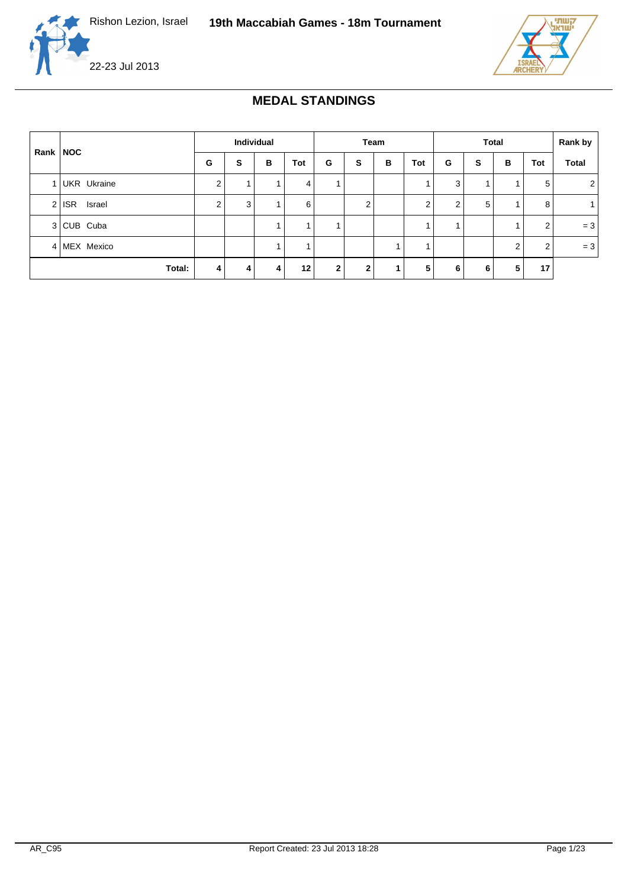Rishon Lezion, Israel

**19th Maccabiah Games - 18m Tournament**

22-23 Jul 2013

# MEDAL STANDINGS

| Rank | NOC | Individual | | | | Team | | | | Total | | | | Rank by |
|---|---|---|---|---|---|---|---|---|---|---|---|---|---|---|
| | | G | S | B | Tot | G | S | B | Tot | G | S | B | Tot | Total |
| 1 | UKR Ukraine | 2 | 1 | 1 | 4 | 1 | | | 1 | 3 | 1 | 1 | 5 | 2 |
| 2 | ISR Israel | 2 | 3 | 1 | 6 | | 2 | | 2 | 2 | 5 | 1 | 8 | 1 |
| 3 | CUB Cuba | | | 1 | 1 | 1 | | | 1 | 1 | | 1 | 2 | = 3 |
| 4 | MEX Mexico | | | 1 | 1 | | | 1 | 1 | | | 2 | 2 | = 3 |
| | **Total:** | **4** | **4** | **4** | **12** | **2** | **2** | **1** | **5** | **6** | **6** | **5** | **17** | |

AR_C95

Report Created: 23 Jul 2013 18:28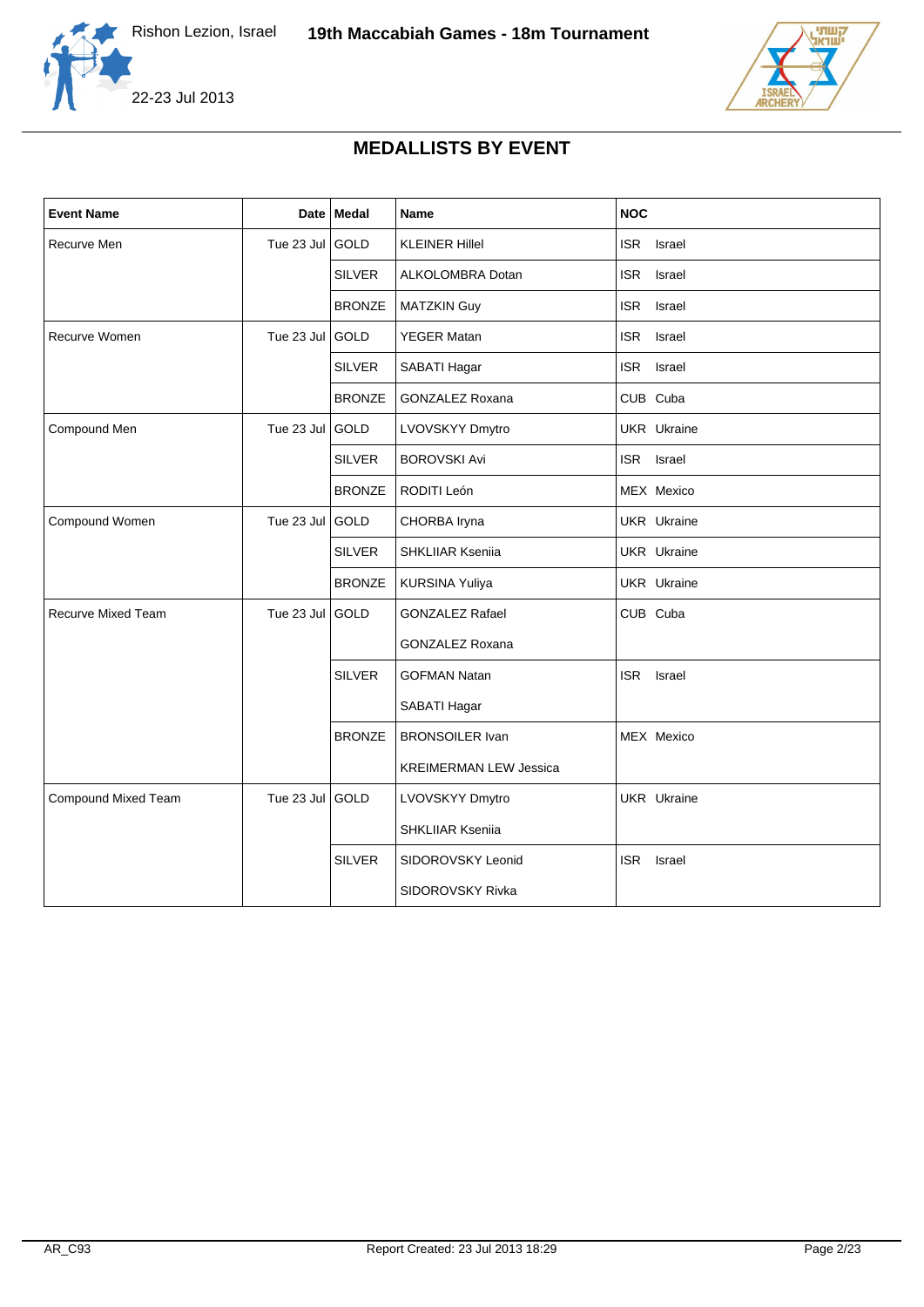# MEDALLISTS BY EVENT

| Event Name | Date | Medal | Name | NOC |
|---|---|---|---|---|
| Recurve Men | Tue 23 Jul | GOLD | KLEINER Hillel | ISR Israel |
| | | SILVER | ALKOLOMBRA Dotan | ISR Israel |
| | | BRONZE | MATZKIN Guy | ISR Israel |
| Recurve Women | Tue 23 Jul | GOLD | YEGER Matan | ISR Israel |
| | | SILVER | SABATI Hagar | ISR Israel |
| | | BRONZE | GONZALEZ Roxana | CUB Cuba |
| Compound Men | Tue 23 Jul | GOLD | LVOVSKYY Dmytro | UKR Ukraine |
| | | SILVER | BOROVSKI Avi | ISR Israel |
| | | BRONZE | RODITI León | MEX Mexico |
| Compound Women | Tue 23 Jul | GOLD | CHORBA Iryna | UKR Ukraine |
| | | SILVER | SHKLIIAR Kseniia | UKR Ukraine |
| | | BRONZE | KURSINA Yuliya | UKR Ukraine |
| Recurve Mixed Team | Tue 23 Jul | GOLD | GONZALEZ Rafael | CUB Cuba |
| | | | GONZALEZ Roxana | |
| | | SILVER | GOFMAN Natan | ISR Israel |
| | | | SABATI Hagar | |
| | | BRONZE | BRONSOILER Ivan | MEX Mexico |
| | | | KREIMERMAN LEW Jessica | |
| Compound Mixed Team | Tue 23 Jul | GOLD | LVOVSKYY Dmytro | UKR Ukraine |
| | | | SHKLIIAR Kseniia | |
| | | SILVER | SIDOROVSKY Leonid | ISR Israel |
| | | | SIDOROVSKY Rivka | |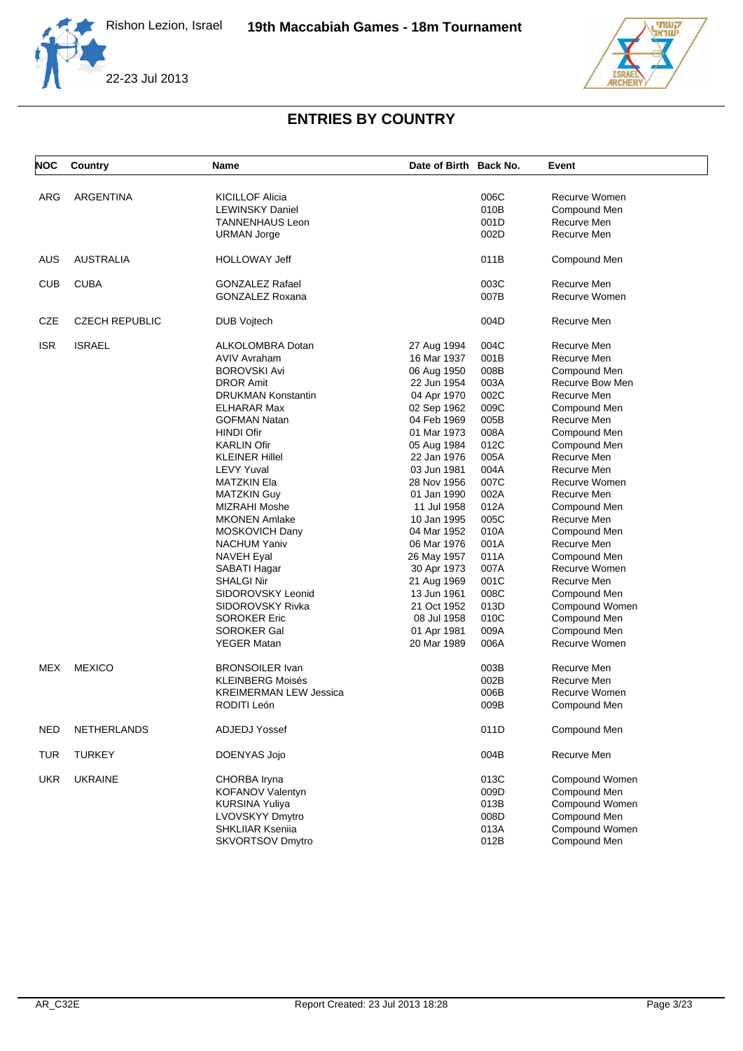# 19th Maccabiah Games - 18m Tournament

Rishon Lezion, Israel

22-23 Jul 2013

## ENTRIES BY COUNTRY

| NOC | Country | Name | Date of Birth | Back No. | Event |
|---|---|---|---|---|---|
| ARG | ARGENTINA | KICILLOF Alicia | | 006C | Recurve Women |
| | | LEWINSKY Daniel | | 010B | Compound Men |
| | | TANNENHAUS Leon | | 001D | Recurve Men |
| | | URMAN Jorge | | 002D | Recurve Men |
| AUS | AUSTRALIA | HOLLOWAY Jeff | | 011B | Compound Men |
| CUB | CUBA | GONZALEZ Rafael | | 003C | Recurve Men |
| | | GONZALEZ Roxana | | 007B | Recurve Women |
| CZE | CZECH REPUBLIC | DUB Vojtech | | 004D | Recurve Men |
| ISR | ISRAEL | ALKOLOMBRA Dotan | 27 Aug 1994 | 004C | Recurve Men |
| | | AVIV Avraham | 16 Mar 1937 | 001B | Recurve Men |
| | | BOROVSKI Avi | 06 Aug 1950 | 008B | Compound Men |
| | | DROR Amit | 22 Jun 1954 | 003A | Recurve Bow Men |
| | | DRUKMAN Konstantin | 04 Apr 1970 | 002C | Recurve Men |
| | | ELHARAR Max | 02 Sep 1962 | 009C | Compound Men |
| | | GOFMAN Natan | 04 Feb 1969 | 005B | Recurve Men |
| | | HINDI Ofir | 01 Mar 1973 | 008A | Compound Men |
| | | KARLIN Ofir | 05 Aug 1984 | 012C | Compound Men |
| | | KLEINER Hillel | 22 Jan 1976 | 005A | Recurve Men |
| | | LEVY Yuval | 03 Jun 1981 | 004A | Recurve Men |
| | | MATZKIN Ela | 28 Nov 1956 | 007C | Recurve Women |
| | | MATZKIN Guy | 01 Jan 1990 | 002A | Recurve Men |
| | | MIZRAHI Moshe | 11 Jul 1958 | 012A | Compound Men |
| | | MKONEN Amlake | 10 Jan 1995 | 005C | Recurve Men |
| | | MOSKOVICH Dany | 04 Mar 1952 | 010A | Compound Men |
| | | NACHUM Yaniv | 06 Mar 1976 | 001A | Recurve Men |
| | | NAVEH Eyal | 26 May 1957 | 011A | Compound Men |
| | | SABATI Hagar | 30 Apr 1973 | 007A | Recurve Women |
| | | SHALGI Nir | 21 Aug 1969 | 001C | Recurve Men |
| | | SIDOROVSKY Leonid | 13 Jun 1961 | 008C | Compound Men |
| | | SIDOROVSKY Rivka | 21 Oct 1952 | 013D | Compound Women |
| | | SOROKER Eric | 08 Jul 1958 | 010C | Compound Men |
| | | SOROKER Gal | 01 Apr 1981 | 009A | Compound Men |
| | | YEGER Matan | 20 Mar 1989 | 006A | Recurve Women |
| MEX | MEXICO | BRONSOILER Ivan | | 003B | Recurve Men |
| | | KLEINBERG Moisés | | 002B | Recurve Men |
| | | KREIMERMAN LEW Jessica | | 006B | Recurve Women |
| | | RODITI León | | 009B | Compound Men |
| NED | NETHERLANDS | ADJEDJ Yossef | | 011D | Compound Men |
| TUR | TURKEY | DOENYAS Jojo | | 004B | Recurve Men |
| UKR | UKRAINE | CHORBA Iryna | | 013C | Compound Women |
| | | KOFANOV Valentyn | | 009D | Compound Men |
| | | KURSINA Yuliya | | 013B | Compound Women |
| | | LVOVSKYY Dmytro | | 008D | Compound Men |
| | | SHKLIIAR Kseniia | | 013A | Compound Women |
| | | SKVORTSOV Dmytro | | 012B | Compound Men |

AR_C32E — Report Created: 23 Jul 2013 18:28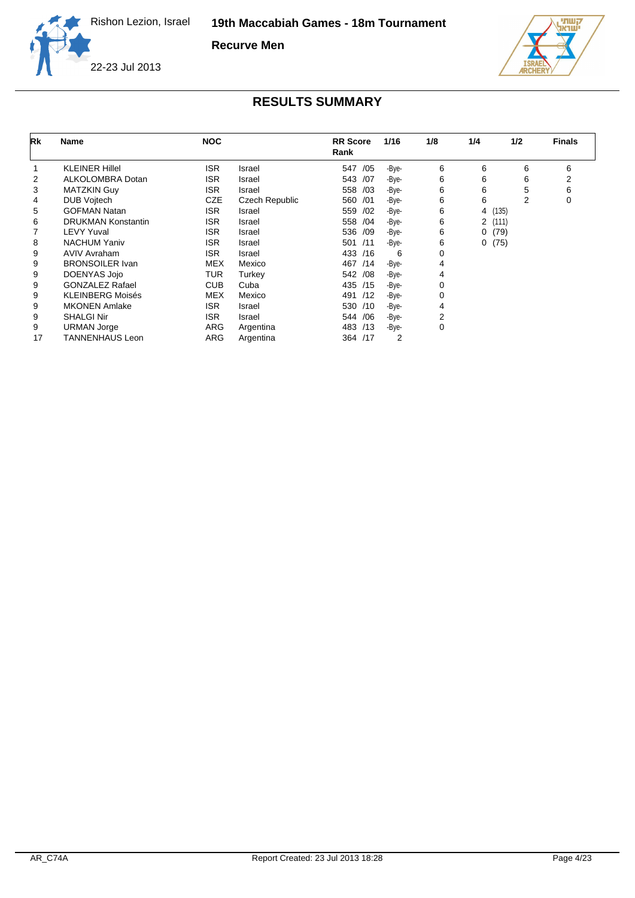19th Maccabiah Games - 18m Tournament

**Recurve Men**

Rishon Lezion, Israel

22-23 Jul 2013

## RESULTS SUMMARY

| Rk | Name | NOC | | RR Score Rank | 1/16 | 1/8 | 1/4 | 1/2 | Finals |
|---|---|---|---|---|---|---|---|---|---|
| 1 | KLEINER Hillel | ISR | Israel | 547 /05 | -Bye- | 6 | 6 | 6 | 6 |
| 2 | ALKOLOMBRA Dotan | ISR | Israel | 543 /07 | -Bye- | 6 | 6 | 6 | 2 |
| 3 | MATZKIN Guy | ISR | Israel | 558 /03 | -Bye- | 6 | 6 | 5 | 6 |
| 4 | DUB Vojtech | CZE | Czech Republic | 560 /01 | -Bye- | 6 | 6 | 2 | 0 |
| 5 | GOFMAN Natan | ISR | Israel | 559 /02 | -Bye- | 6 | 4 (135) | | |
| 6 | DRUKMAN Konstantin | ISR | Israel | 558 /04 | -Bye- | 6 | 2 (111) | | |
| 7 | LEVY Yuval | ISR | Israel | 536 /09 | -Bye- | 6 | 0 (79) | | |
| 8 | NACHUM Yaniv | ISR | Israel | 501 /11 | -Bye- | 6 | 0 (75) | | |
| 9 | AVIV Avraham | ISR | Israel | 433 /16 | 6 | 0 | | | |
| 9 | BRONSOILER Ivan | MEX | Mexico | 467 /14 | -Bye- | 4 | | | |
| 9 | DOENYAS Jojo | TUR | Turkey | 542 /08 | -Bye- | 4 | | | |
| 9 | GONZALEZ Rafael | CUB | Cuba | 435 /15 | -Bye- | 0 | | | |
| 9 | KLEINBERG Moisés | MEX | Mexico | 491 /12 | -Bye- | 0 | | | |
| 9 | MKONEN Amlake | ISR | Israel | 530 /10 | -Bye- | 4 | | | |
| 9 | SHALGI Nir | ISR | Israel | 544 /06 | -Bye- | 2 | | | |
| 9 | URMAN Jorge | ARG | Argentina | 483 /13 | -Bye- | 0 | | | |
| 17 | TANNENHAUS Leon | ARG | Argentina | 364 /17 | 2 | | | | |

AR_C74A Report Created: 23 Jul 2013 18:28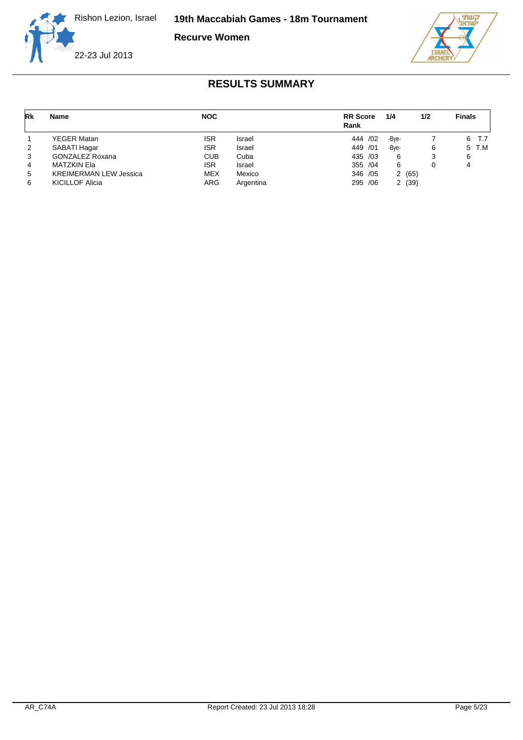# 19th Maccabiah Games - 18m Tournament

Rishon Lezion, Israel

22-23 Jul 2013

**Recurve Women**

## RESULTS SUMMARY

| Rk | Name | NOC | | RR Score Rank | 1/4 | 1/2 | Finals |
|---|---|---|---|---|---|---|---|
| 1 | YEGER Matan | ISR | Israel | 444 /02 | -Bye- | 7 | 6 T.7 |
| 2 | SABATI Hagar | ISR | Israel | 449 /01 | -Bye- | 6 | 5 T.M |
| 3 | GONZALEZ Roxana | CUB | Cuba | 435 /03 | 6 | 3 | 6 |
| 4 | MATZKIN Ela | ISR | Israel | 355 /04 | 6 | 0 | 4 |
| 5 | KREIMERMAN LEW Jessica | MEX | Mexico | 346 /05 | 2 (65) | | |
| 6 | KICILLOF Alicia | ARG | Argentina | 295 /06 | 2 (39) | | |

AR_C74A Report Created: 23 Jul 2013 18:28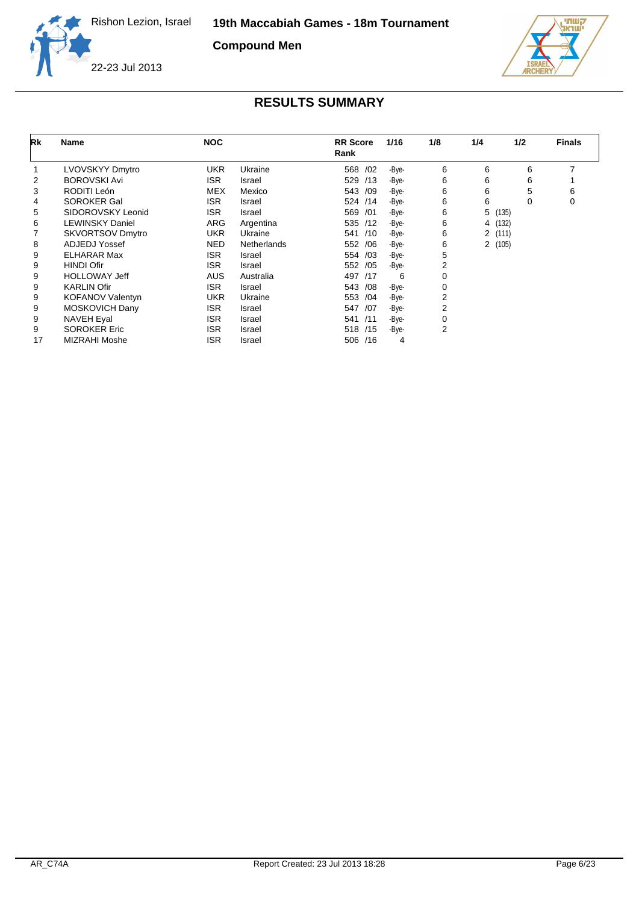Rishon Lezion, Israel

22-23 Jul 2013

# 19th Maccabiah Games - 18m Tournament

## Compound Men

## RESULTS SUMMARY

| Rk | Name | NOC | | RR Score Rank | 1/16 | 1/8 | 1/4 | 1/2 | Finals |
|---|---|---|---|---|---|---|---|---|---|
| 1 | LVOVSKYY Dmytro | UKR | Ukraine | 568 /02 | -Bye- | 6 | 6 | 6 | 7 |
| 2 | BOROVSKI Avi | ISR | Israel | 529 /13 | -Bye- | 6 | 6 | 6 | 1 |
| 3 | RODITI León | MEX | Mexico | 543 /09 | -Bye- | 6 | 6 | 5 | 6 |
| 4 | SOROKER Gal | ISR | Israel | 524 /14 | -Bye- | 6 | 6 | 0 | 0 |
| 5 | SIDOROVSKY Leonid | ISR | Israel | 569 /01 | -Bye- | 6 | 5 (135) | | |
| 6 | LEWINSKY Daniel | ARG | Argentina | 535 /12 | -Bye- | 6 | 4 (132) | | |
| 7 | SKVORTSOV Dmytro | UKR | Ukraine | 541 /10 | -Bye- | 6 | 2 (111) | | |
| 8 | ADJEDJ Yossef | NED | Netherlands | 552 /06 | -Bye- | 6 | 2 (105) | | |
| 9 | ELHARAR Max | ISR | Israel | 554 /03 | -Bye- | 5 | | | |
| 9 | HINDI Ofir | ISR | Israel | 552 /05 | -Bye- | 2 | | | |
| 9 | HOLLOWAY Jeff | AUS | Australia | 497 /17 | 6 | 0 | | | |
| 9 | KARLIN Ofir | ISR | Israel | 543 /08 | -Bye- | 0 | | | |
| 9 | KOFANOV Valentyn | UKR | Ukraine | 553 /04 | -Bye- | 2 | | | |
| 9 | MOSKOVICH Dany | ISR | Israel | 547 /07 | -Bye- | 2 | | | |
| 9 | NAVEH Eyal | ISR | Israel | 541 /11 | -Bye- | 0 | | | |
| 9 | SOROKER Eric | ISR | Israel | 518 /15 | -Bye- | 2 | | | |
| 17 | MIZRAHI Moshe | ISR | Israel | 506 /16 | 4 | | | | |

AR_C74A Report Created: 23 Jul 2013 18:28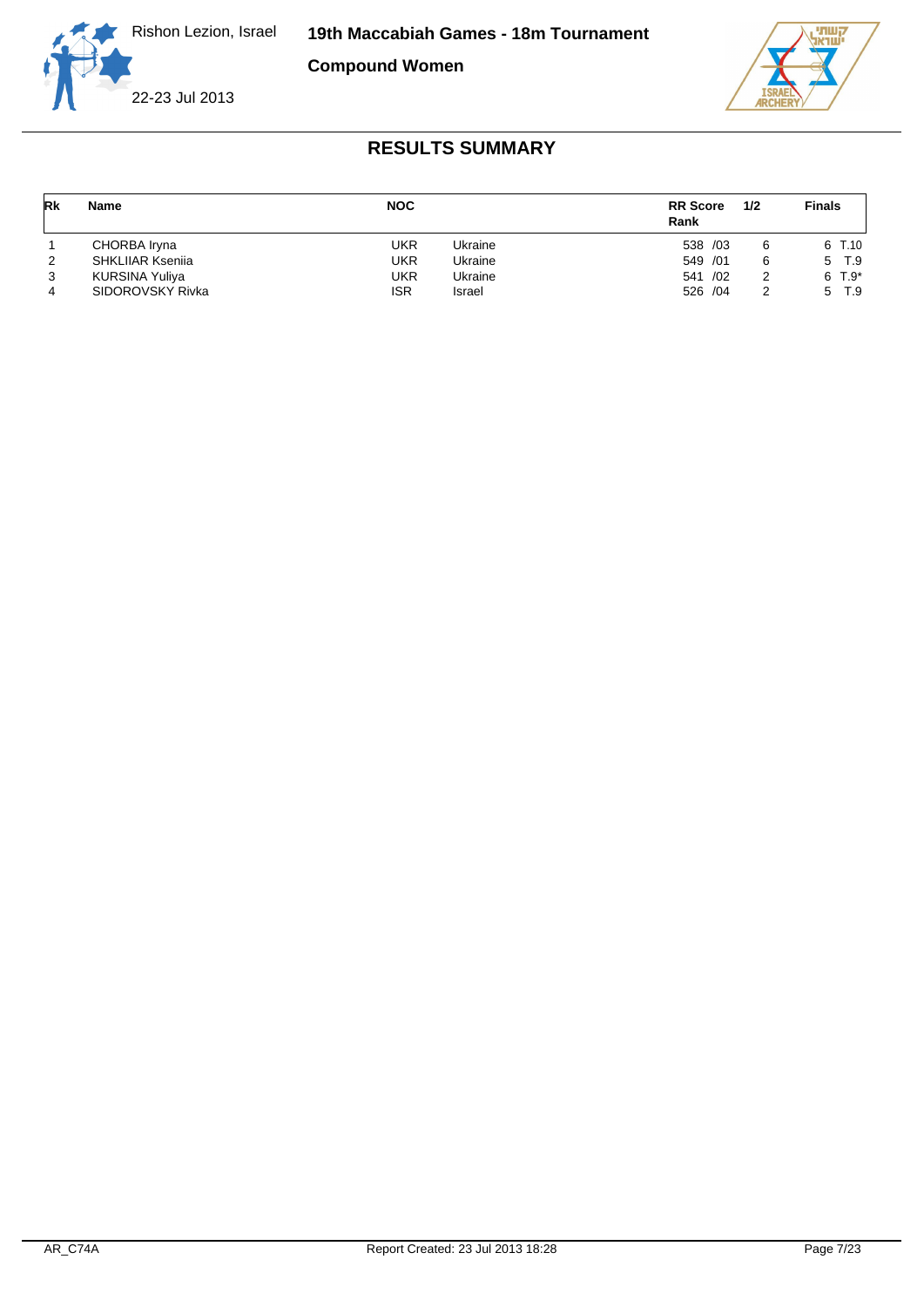Rishon Lezion, Israel

22-23 Jul 2013

**19th Maccabiah Games - 18m Tournament**

**Compound Women**

## RESULTS SUMMARY

| Rk | Name | NOC | | RR Score Rank | 1/2 | Finals |
|---|---|---|---|---|---|---|
| 1 | CHORBA Iryna | UKR | Ukraine | 538 /03 | 6 | 6 T.10 |
| 2 | SHKLIIAR Ksenia | UKR | Ukraine | 549 /01 | 6 | 5 T.9 |
| 3 | KURSINA Yuliya | UKR | Ukraine | 541 /02 | 2 | 6 T.9* |
| 4 | SIDOROVSKY Rivka | ISR | Israel | 526 /04 | 2 | 5 T.9 |

AR_C74A

Report Created: 23 Jul 2013 18:28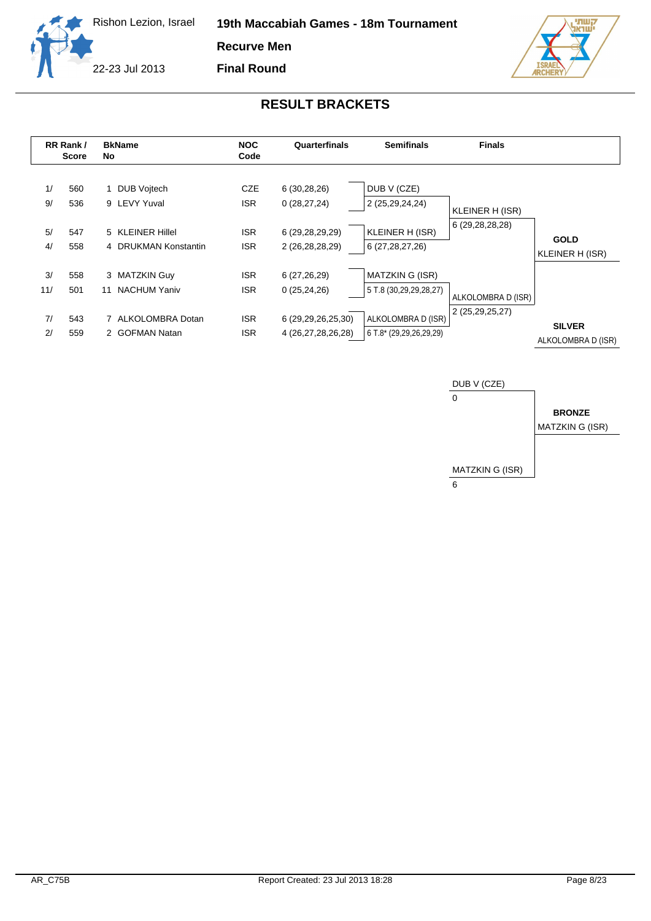Rishon Lezion, Israel

22-23 Jul 2013

**19th Maccabiah Games - 18m Tournament**

**Recurve Men**

**Final Round**

## RESULT BRACKETS

| RR Rank / Score | | BkNo | Name | NOC Code | Quarterfinals | Semifinals | Finals | |
|---|---|---|---|---|---|---|---|---|
| 1/ | 560 | 1 | DUB Vojtech | CZE | 6 (30,28,26) | DUB V (CZE) | | |
| 9/ | 536 | 9 | LEVY Yuval | ISR | 0 (28,27,24) | 2 (25,29,24,24) | KLEINER H (ISR) | |
| | | | | | | | 6 (29,28,28,28) | |
| 5/ | 547 | 5 | KLEINER Hillel | ISR | 6 (29,28,29,29) | KLEINER H (ISR) | | **GOLD** |
| 4/ | 558 | 4 | DRUKMAN Konstantin | ISR | 2 (26,28,28,29) | 6 (27,28,27,26) | | KLEINER H (ISR) |
| 3/ | 558 | 3 | MATZKIN Guy | ISR | 6 (27,26,29) | MATZKIN G (ISR) | | |
| 11/ | 501 | 11 | NACHUM Yaniv | ISR | 0 (25,24,26) | 5 T.8 (30,29,29,28,27) | ALKOLOMBRA D (ISR) | |
| | | | | | | | 2 (25,29,25,27) | |
| 7/ | 543 | 7 | ALKOLOMBRA Dotan | ISR | 6 (29,29,26,25,30) | ALKOLOMBRA D (ISR) | | **SILVER** |
| 2/ | 559 | 2 | GOFMAN Natan | ISR | 4 (26,27,28,26,28) | 6 T.8* (29,29,26,29,29) | | ALKOLOMBRA D (ISR) |

**Bronze Match**

| Finals | |
|---|---|
| DUB V (CZE) | |
| 0 | **BRONZE** |
| | MATZKIN G (ISR) |
| MATZKIN G (ISR) | |
| 6 | |

AR_C75B

Report Created: 23 Jul 2013 18:28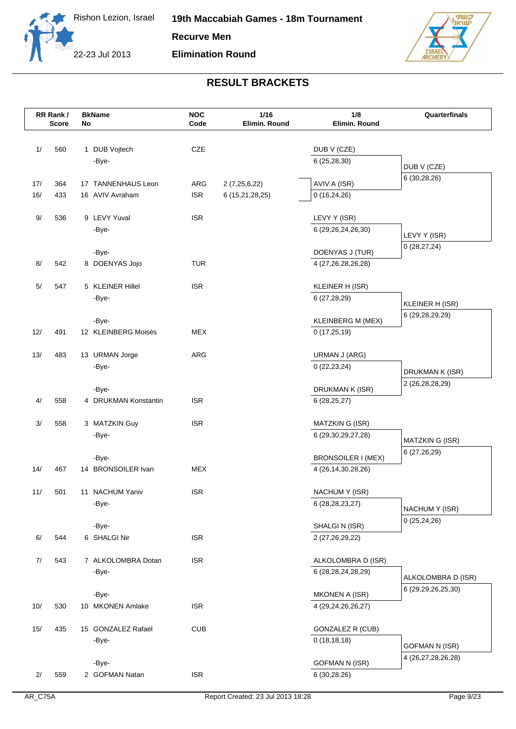Rishon Lezion, Israel

22-23 Jul 2013

# 19th Maccabiah Games - 18m Tournament

## Recurve Men

## Elimination Round

## RESULT BRACKETS

| RR Rank / Score | | BkName No | | NOC Code | 1/16 Elimin. Round | 1/8 Elimin. Round | Quarterfinals |
|---|---|---|---|---|---|---|---|
| 1/ | 560 | 1 | DUB Vojtech | CZE | | DUB V (CZE) | |
| | | | -Bye- | | | 6 (25,28,30) | DUB V (CZE) |
| | | | | | | | 6 (30,28,26) |
| 17/ | 364 | 17 | TANNENHAUS Leon | ARG | 2 (7,25,6,22) | AVIV A (ISR) | |
| 16/ | 433 | 16 | AVIV Avraham | ISR | 6 (15,21,28,25) | 0 (16,24,26) | |
| 9/ | 536 | 9 | LEVY Yuval | ISR | | LEVY Y (ISR) | |
| | | | -Bye- | | | 6 (29,26,24,26,30) | LEVY Y (ISR) |
| | | | | | | | 0 (28,27,24) |
| | | | -Bye- | | | DOENYAS J (TUR) | |
| 8/ | 542 | 8 | DOENYAS Jojo | TUR | | 4 (27,26,28,26,28) | |
| 5/ | 547 | 5 | KLEINER Hillel | ISR | | KLEINER H (ISR) | |
| | | | -Bye- | | | 6 (27,28,29) | KLEINER H (ISR) |
| | | | | | | | 6 (29,28,29,29) |
| | | | -Bye- | | | KLEINBERG M (MEX) | |
| 12/ | 491 | 12 | KLEINBERG Moisés | MEX | | 0 (17,25,19) | |
| 13/ | 483 | 13 | URMAN Jorge | ARG | | URMAN J (ARG) | |
| | | | -Bye- | | | 0 (22,23,24) | DRUKMAN K (ISR) |
| | | | | | | | 2 (26,28,28,29) |
| | | | -Bye- | | | DRUKMAN K (ISR) | |
| 4/ | 558 | 4 | DRUKMAN Konstantin | ISR | | 6 (28,25,27) | |
| 3/ | 558 | 3 | MATZKIN Guy | ISR | | MATZKIN G (ISR) | |
| | | | -Bye- | | | 6 (29,30,29,27,28) | MATZKIN G (ISR) |
| | | | | | | | 6 (27,26,29) |
| | | | -Bye- | | | BRONSOILER I (MEX) | |
| 14/ | 467 | 14 | BRONSOILER Ivan | MEX | | 4 (26,14,30,28,26) | |
| 11/ | 501 | 11 | NACHUM Yaniv | ISR | | NACHUM Y (ISR) | |
| | | | -Bye- | | | 6 (28,28,23,27) | NACHUM Y (ISR) |
| | | | | | | | 0 (25,24,26) |
| | | | -Bye- | | | SHALGI N (ISR) | |
| 6/ | 544 | 6 | SHALGI Nir | ISR | | 2 (27,26,29,22) | |
| 7/ | 543 | 7 | ALKOLOMBRA Dotan | ISR | | ALKOLOMBRA D (ISR) | |
| | | | -Bye- | | | 6 (28,28,24,28,29) | ALKOLOMBRA D (ISR) |
| | | | | | | | 6 (29,29,26,25,30) |
| | | | -Bye- | | | MKONEN A (ISR) | |
| 10/ | 530 | 10 | MKONEN Amlake | ISR | | 4 (29,24,26,26,27) | |
| 15/ | 435 | 15 | GONZALEZ Rafael | CUB | | GONZALEZ R (CUB) | |
| | | | -Bye- | | | 0 (18,18,18) | GOFMAN N (ISR) |
| | | | | | | | 4 (26,27,28,26,28) |
| | | | -Bye- | | | GOFMAN N (ISR) | |
| 2/ | 559 | 2 | GOFMAN Natan | ISR | | 6 (30,28,26) | |

AR_C75A — Report Created: 23 Jul 2013 18:28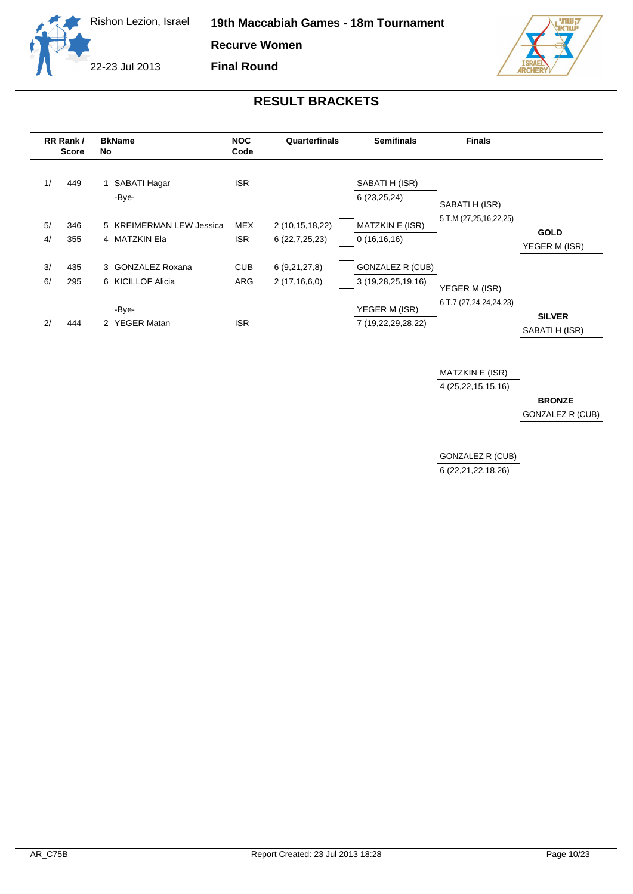Rishon Lezion, Israel

22-23 Jul 2013

**19th Maccabiah Games - 18m Tournament**

**Recurve Women**

**Final Round**

## RESULT BRACKETS

| RR Rank / | Score | BkName No | NOC Code | Quarterfinals | Semifinals | Finals | |
|---|---|---|---|---|---|---|---|
| 1/ | 449 | 1 SABATI Hagar | ISR | | SABATI H (ISR) | | |
| | | -Bye- | | | 6 (23,25,24) | SABATI H (ISR) | |
| | | | | | | 5 T.M (27,25,16,22,25) | |
| 5/ | 346 | 5 KREIMERMAN LEW Jessica | MEX | 2 (10,15,18,22) | MATZKIN E (ISR) | | **GOLD** |
| 4/ | 355 | 4 MATZKIN Ela | ISR | 6 (22,7,25,23) | 0 (16,16,16) | | YEGER M (ISR) |
| 3/ | 435 | 3 GONZALEZ Roxana | CUB | 6 (9,21,27,8) | GONZALEZ R (CUB) | | |
| 6/ | 295 | 6 KICILLOF Alicia | ARG | 2 (17,16,6,0) | 3 (19,28,25,19,16) | YEGER M (ISR) | |
| | | | | | | 6 T.7 (27,24,24,24,23) | |
| | | -Bye- | | | YEGER M (ISR) | | **SILVER** |
| 2/ | 444 | 2 YEGER Matan | ISR | | 7 (19,22,29,28,22) | | SABATI H (ISR) |

| Bronze Match | | |
|---|---|---|
| MATZKIN E (ISR) | 4 (25,22,15,15,16) | |
| | | **BRONZE** |
| | | GONZALEZ R (CUB) |
| GONZALEZ R (CUB) | 6 (22,21,22,18,26) | |

AR_C75B Report Created: 23 Jul 2013 18:28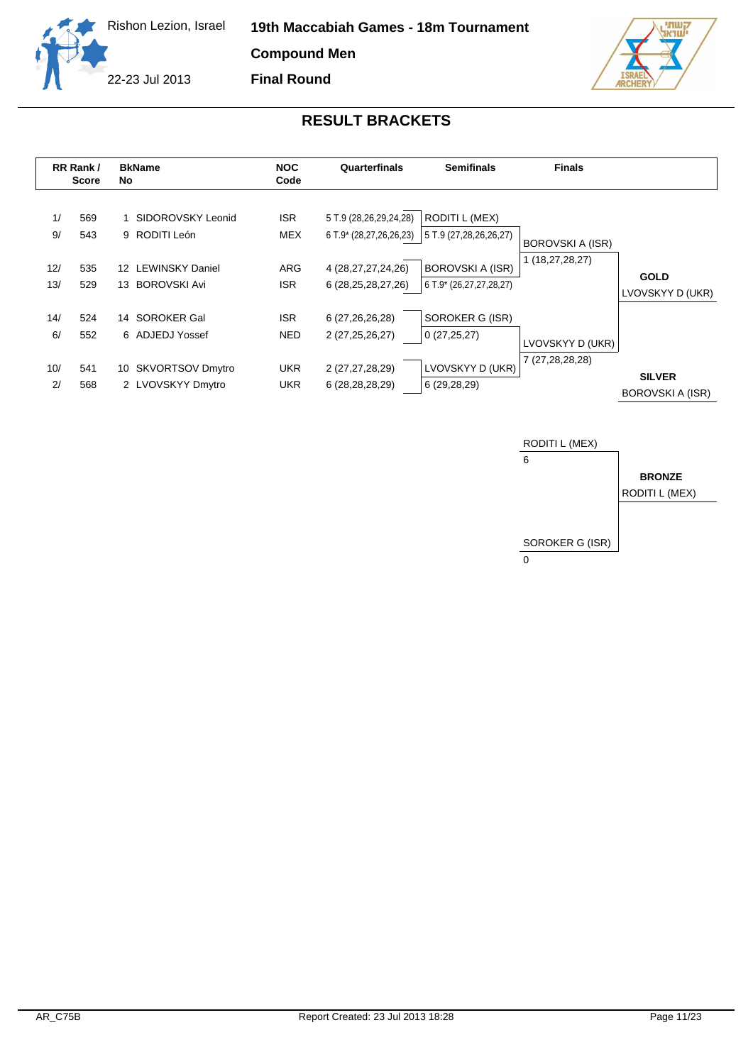Rishon Lezion, Israel

22-23 Jul 2013

# 19th Maccabiah Games - 18m Tournament

## Compound Men

## Final Round

## RESULT BRACKETS

| RR Rank / | Score | BkNo | Name | NOC Code | Quarterfinals | Semifinals | Finals | |
|---|---|---|---|---|---|---|---|---|
| 1/ | 569 | 1 | SIDOROVSKY Leonid | ISR | 5 T.9 (28,26,29,24,28) | RODITI L (MEX) | | |
| 9/ | 543 | 9 | RODITI León | MEX | 6 T.9* (28,27,26,26,23) | 5 T.9 (27,28,26,26,27) | BOROVSKI A (ISR) | |
| | | | | | | | 1 (18,27,28,27) | |
| 12/ | 535 | 12 | LEWINSKY Daniel | ARG | 4 (28,27,27,24,26) | BOROVSKI A (ISR) | | **GOLD** |
| 13/ | 529 | 13 | BOROVSKI Avi | ISR | 6 (28,25,28,27,26) | 6 T.9* (26,27,27,28,27) | | LVOVSKYY D (UKR) |
| 14/ | 524 | 14 | SOROKER Gal | ISR | 6 (27,26,26,28) | SOROKER G (ISR) | | |
| 6/ | 552 | 6 | ADJEDJ Yossef | NED | 2 (27,25,26,27) | 0 (27,25,27) | LVOVSKYY D (UKR) | |
| | | | | | | | 7 (27,28,28,28) | |
| 10/ | 541 | 10 | SKVORTSOV Dmytro | UKR | 2 (27,27,28,29) | LVOVSKYY D (UKR) | | **SILVER** |
| 2/ | 568 | 2 | LVOVSKYY Dmytro | UKR | 6 (28,28,28,29) | 6 (29,28,29) | | BOROVSKI A (ISR) |

| Bronze Match | | |
|---|---|---|
| RODITI L (MEX) | 6 | **BRONZE** |
| SOROKER G (ISR) | 0 | RODITI L (MEX) |

AR_C75B

Report Created: 23 Jul 2013 18:28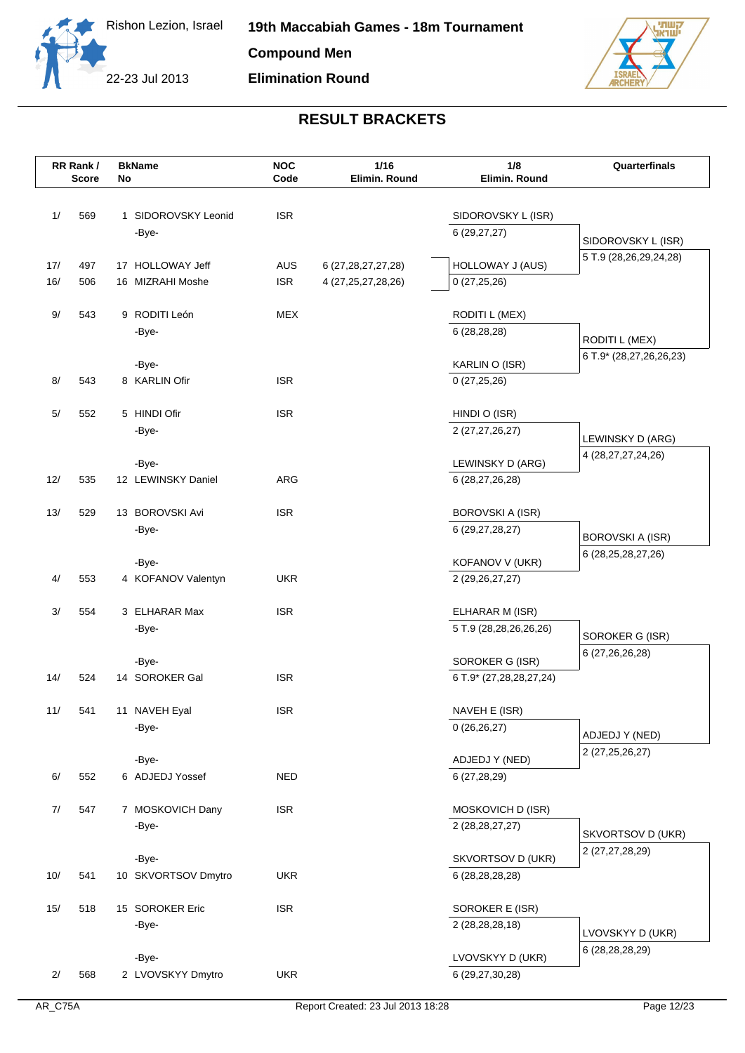# 19th Maccabiah Games - 18m Tournament

**Compound Men**

**Elimination Round**

Rishon Lezion, Israel

22-23 Jul 2013

## RESULT BRACKETS

| RR Rank / Score | | BkName No | | NOC Code | 1/16 Elimin. Round | 1/8 Elimin. Round | Quarterfinals |
|---|---|---|---|---|---|---|---|
| 1/ | 569 | 1 | SIDOROVSKY Leonid | ISR | | SIDOROVSKY L (ISR) | |
| | | | -Bye- | | | 6 (29,27,27) | SIDOROVSKY L (ISR) |
| | | | | | | | 5 T.9 (28,26,29,24,28) |
| 17/ | 497 | 17 | HOLLOWAY Jeff | AUS | 6 (27,28,27,27,28) | HOLLOWAY J (AUS) | |
| 16/ | 506 | 16 | MIZRAHI Moshe | ISR | 4 (27,25,27,28,26) | 0 (27,25,26) | |
| 9/ | 543 | 9 | RODITI León | MEX | | RODITI L (MEX) | |
| | | | -Bye- | | | 6 (28,28,28) | RODITI L (MEX) |
| | | | | | | | 6 T.9* (28,27,26,26,23) |
| | | | -Bye- | | | KARLIN O (ISR) | |
| 8/ | 543 | 8 | KARLIN Ofir | ISR | | 0 (27,25,26) | |
| 5/ | 552 | 5 | HINDI Ofir | ISR | | HINDI O (ISR) | |
| | | | -Bye- | | | 2 (27,27,26,27) | LEWINSKY D (ARG) |
| | | | | | | | 4 (28,27,27,24,26) |
| | | | -Bye- | | | LEWINSKY D (ARG) | |
| 12/ | 535 | 12 | LEWINSKY Daniel | ARG | | 6 (28,27,26,28) | |
| 13/ | 529 | 13 | BOROVSKI Avi | ISR | | BOROVSKI A (ISR) | |
| | | | -Bye- | | | 6 (29,27,28,27) | BOROVSKI A (ISR) |
| | | | | | | | 6 (28,25,28,27,26) |
| | | | -Bye- | | | KOFANOV V (UKR) | |
| 4/ | 553 | 4 | KOFANOV Valentyn | UKR | | 2 (29,26,27,27) | |
| 3/ | 554 | 3 | ELHARAR Max | ISR | | ELHARAR M (ISR) | |
| | | | -Bye- | | | 5 T.9 (28,28,26,26,26) | SOROKER G (ISR) |
| | | | | | | | 6 (27,26,26,28) |
| | | | -Bye- | | | SOROKER G (ISR) | |
| 14/ | 524 | 14 | SOROKER Gal | ISR | | 6 T.9* (27,28,28,27,24) | |
| 11/ | 541 | 11 | NAVEH Eyal | ISR | | NAVEH E (ISR) | |
| | | | -Bye- | | | 0 (26,26,27) | ADJEDJ Y (NED) |
| | | | | | | | 2 (27,25,26,27) |
| | | | -Bye- | | | ADJEDJ Y (NED) | |
| 6/ | 552 | 6 | ADJEDJ Yossef | NED | | 6 (27,28,29) | |
| 7/ | 547 | 7 | MOSKOVICH Dany | ISR | | MOSKOVICH D (ISR) | |
| | | | -Bye- | | | 2 (28,28,27,27) | SKVORTSOV D (UKR) |
| | | | | | | | 2 (27,27,28,29) |
| | | | -Bye- | | | SKVORTSOV D (UKR) | |
| 10/ | 541 | 10 | SKVORTSOV Dmytro | UKR | | 6 (28,28,28,28) | |
| 15/ | 518 | 15 | SOROKER Eric | ISR | | SOROKER E (ISR) | |
| | | | -Bye- | | | 2 (28,28,28,18) | LVOVSKYY D (UKR) |
| | | | | | | | 6 (28,28,28,29) |
| | | | -Bye- | | | LVOVSKYY D (UKR) | |
| 2/ | 568 | 2 | LVOVSKYY Dmytro | UKR | | 6 (29,27,30,28) | |

AR_C75A    Report Created: 23 Jul 2013 18:28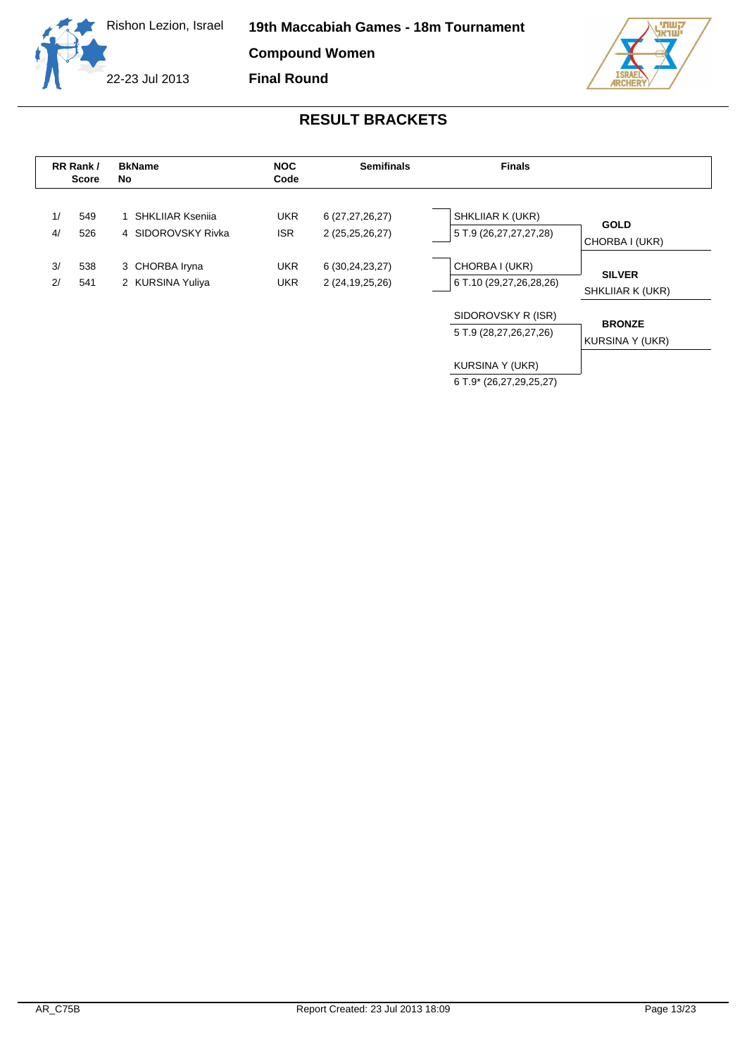Rishon Lezion, Israel

22-23 Jul 2013

# 19th Maccabiah Games - 18m Tournament

## Compound Women

## Final Round

## RESULT BRACKETS

| RR Rank / | Score | BkName No | | NOC Code | Semifinals |
|---|---|---|---|---|---|
| 1/ | 549 | 1 | SHKLIIAR Ksenia | UKR | 6 (27,27,26,27) |
| 4/ | 526 | 4 | SIDOROVSKY Rivka | ISR | 2 (25,25,26,27) |
| 3/ | 538 | 3 | CHORBA Iryna | UKR | 6 (30,24,23,27) |
| 2/ | 541 | 2 | KURSINA Yuliya | UKR | 2 (24,19,25,26) |

**Finals**

| Match | Score | Medal |
|---|---|---|
| SHKLIIAR K (UKR) | 5 T.9 (26,27,27,27,28) | **GOLD**: CHORBA I (UKR) |
| CHORBA I (UKR) | 6 T.10 (29,27,26,28,26) | **SILVER**: SHKLIIAR K (UKR) |
| SIDOROVSKY R (ISR) | 5 T.9 (28,27,26,27,26) | **BRONZE**: KURSINA Y (UKR) |
| KURSINA Y (UKR) | 6 T.9* (26,27,29,25,27) | |

AR_C75B

Report Created: 23 Jul 2013 18:09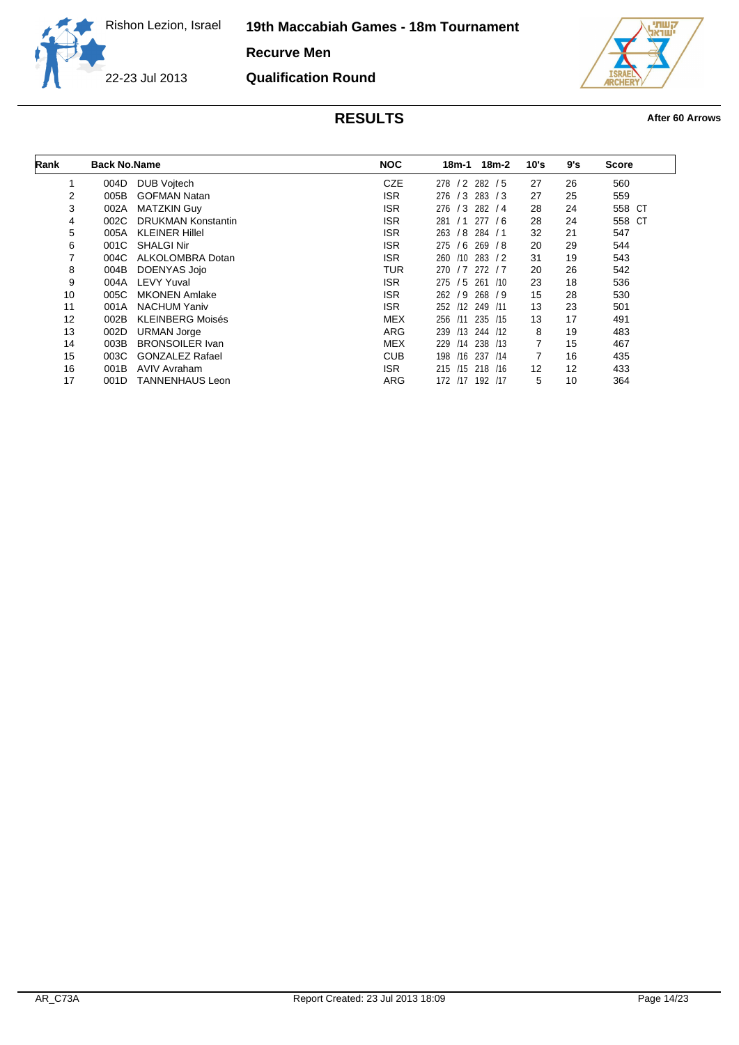Rishon Lezion, Israel

22-23 Jul 2013

# 19th Maccabiah Games - 18m Tournament

## Recurve Men

## Qualification Round

## RESULTS

**After 60 Arrows**

| Rank | Back No. | Name | NOC | 18m-1 | 18m-2 | 10's | 9's | Score |
|---|---|---|---|---|---|---|---|---|
| 1 | 004D | DUB Vojtech | CZE | 278 / 2 | 282 / 5 | 27 | 26 | 560 |
| 2 | 005B | GOFMAN Natan | ISR | 276 / 3 | 283 / 3 | 27 | 25 | 559 |
| 3 | 002A | MATZKIN Guy | ISR | 276 / 3 | 282 / 4 | 28 | 24 | 558 CT |
| 4 | 002C | DRUKMAN Konstantin | ISR | 281 / 1 | 277 / 6 | 28 | 24 | 558 CT |
| 5 | 005A | KLEINER Hillel | ISR | 263 / 8 | 284 / 1 | 32 | 21 | 547 |
| 6 | 001C | SHALGI Nir | ISR | 275 / 6 | 269 / 8 | 20 | 29 | 544 |
| 7 | 004C | ALKOLOMBRA Dotan | ISR | 260 /10 | 283 / 2 | 31 | 19 | 543 |
| 8 | 004B | DOENYAS Jojo | TUR | 270 / 7 | 272 / 7 | 20 | 26 | 542 |
| 9 | 004A | LEVY Yuval | ISR | 275 / 5 | 261 /10 | 23 | 18 | 536 |
| 10 | 005C | MKONEN Amlake | ISR | 262 / 9 | 268 / 9 | 15 | 28 | 530 |
| 11 | 001A | NACHUM Yaniv | ISR | 252 /12 | 249 /11 | 13 | 23 | 501 |
| 12 | 002B | KLEINBERG Moisés | MEX | 256 /11 | 235 /15 | 13 | 17 | 491 |
| 13 | 002D | URMAN Jorge | ARG | 239 /13 | 244 /12 | 8 | 19 | 483 |
| 14 | 003B | BRONSOILER Ivan | MEX | 229 /14 | 238 /13 | 7 | 15 | 467 |
| 15 | 003C | GONZALEZ Rafael | CUB | 198 /16 | 237 /14 | 7 | 16 | 435 |
| 16 | 001B | AVIV Avraham | ISR | 215 /15 | 218 /16 | 12 | 12 | 433 |
| 17 | 001D | TANNENHAUS Leon | ARG | 172 /17 | 192 /17 | 5 | 10 | 364 |

AR_C73A

Report Created: 23 Jul 2013 18:09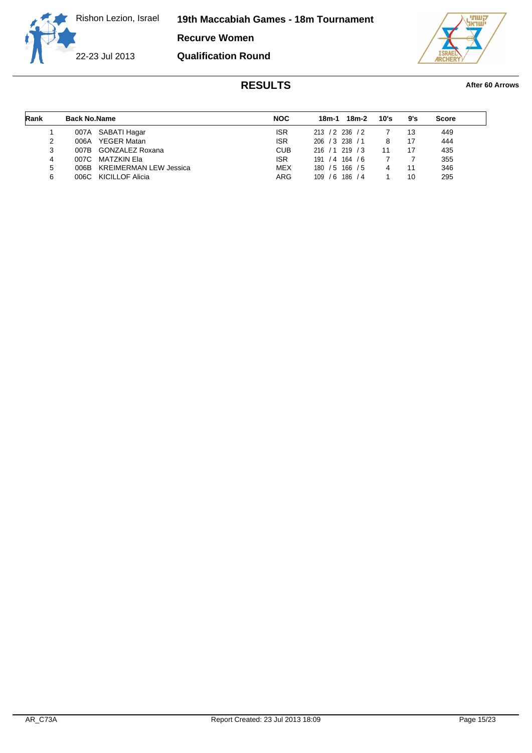Rishon Lezion, Israel

22-23 Jul 2013

# 19th Maccabiah Games - 18m Tournament

## Recurve Women

## Qualification Round

## RESULTS

**After 60 Arrows**

| Rank | Back No. | Name | NOC | 18m-1 | 18m-2 | 10's | 9's | Score |
|---|---|---|---|---|---|---|---|---|
| 1 | 007A | SABATI Hagar | ISR | 213 / 2 | 236 / 2 | 7 | 13 | 449 |
| 2 | 006A | YEGER Matan | ISR | 206 / 3 | 238 / 1 | 8 | 17 | 444 |
| 3 | 007B | GONZALEZ Roxana | CUB | 216 / 1 | 219 / 3 | 11 | 17 | 435 |
| 4 | 007C | MATZKIN Ela | ISR | 191 / 4 | 164 / 6 | 7 | 7 | 355 |
| 5 | 006B | KREIMERMAN LEW Jessica | MEX | 180 / 5 | 166 / 5 | 4 | 11 | 346 |
| 6 | 006C | KICILLOF Alicia | ARG | 109 / 6 | 186 / 4 | 1 | 10 | 295 |

AR_C73A Report Created: 23 Jul 2013 18:09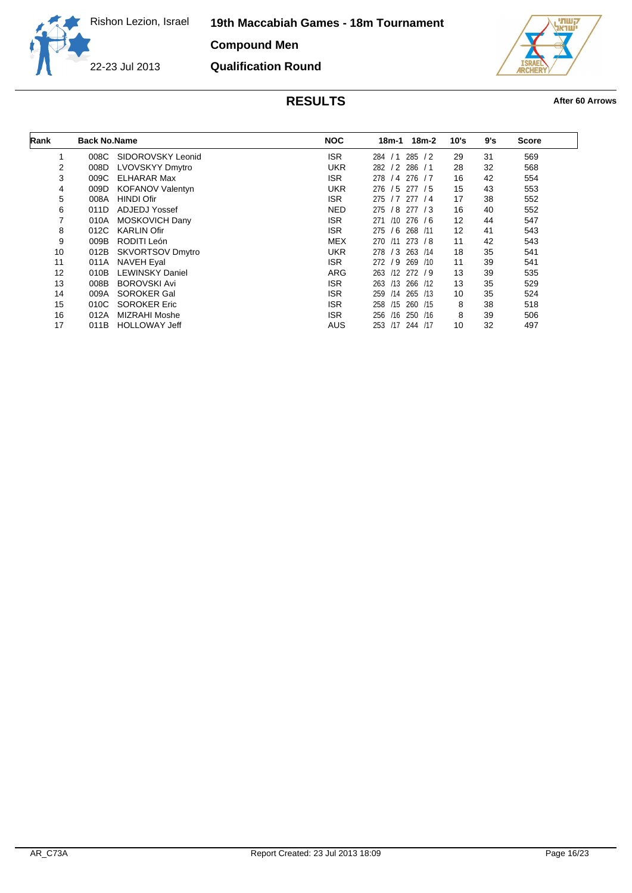Rishon Lezion, Israel

22-23 Jul 2013

# 19th Maccabiah Games - 18m Tournament

## Compound Men

## Qualification Round

## RESULTS

**After 60 Arrows**

| Rank | Back No. | Name | NOC | 18m-1 | 18m-2 | 10's | 9's | Score |
|---|---|---|---|---|---|---|---|---|
| 1 | 008C | SIDOROVSKY Leonid | ISR | 284 / 1 | 285 / 2 | 29 | 31 | 569 |
| 2 | 008D | LVOVSKYY Dmytro | UKR | 282 / 2 | 286 / 1 | 28 | 32 | 568 |
| 3 | 009C | ELHARAR Max | ISR | 278 / 4 | 276 / 7 | 16 | 42 | 554 |
| 4 | 009D | KOFANOV Valentyn | UKR | 276 / 5 | 277 / 5 | 15 | 43 | 553 |
| 5 | 008A | HINDI Ofir | ISR | 275 / 7 | 277 / 4 | 17 | 38 | 552 |
| 6 | 011D | ADJEDJ Yossef | NED | 275 / 8 | 277 / 3 | 16 | 40 | 552 |
| 7 | 010A | MOSKOVICH Dany | ISR | 271 /10 | 276 / 6 | 12 | 44 | 547 |
| 8 | 012C | KARLIN Ofir | ISR | 275 / 6 | 268 /11 | 12 | 41 | 543 |
| 9 | 009B | RODITI León | MEX | 270 /11 | 273 / 8 | 11 | 42 | 543 |
| 10 | 012B | SKVORTSOV Dmytro | UKR | 278 / 3 | 263 /14 | 18 | 35 | 541 |
| 11 | 011A | NAVEH Eyal | ISR | 272 / 9 | 269 /10 | 11 | 39 | 541 |
| 12 | 010B | LEWINSKY Daniel | ARG | 263 /12 | 272 / 9 | 13 | 39 | 535 |
| 13 | 008B | BOROVSKI Avi | ISR | 263 /13 | 266 /12 | 13 | 35 | 529 |
| 14 | 009A | SOROKER Gal | ISR | 259 /14 | 265 /13 | 10 | 35 | 524 |
| 15 | 010C | SOROKER Eric | ISR | 258 /15 | 260 /15 | 8 | 38 | 518 |
| 16 | 012A | MIZRAHI Moshe | ISR | 256 /16 | 250 /16 | 8 | 39 | 506 |
| 17 | 011B | HOLLOWAY Jeff | AUS | 253 /17 | 244 /17 | 10 | 32 | 497 |

AR_C73A Report Created: 23 Jul 2013 18:09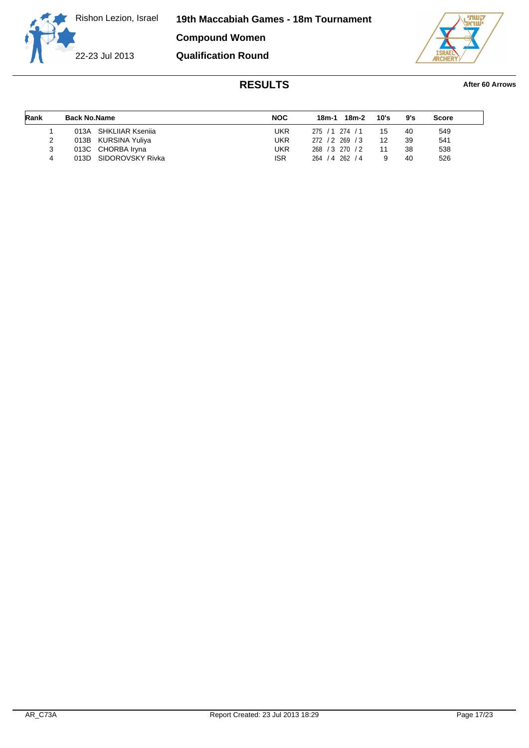Rishon Lezion, Israel

22-23 Jul 2013

# 19th Maccabiah Games - 18m Tournament

## Compound Women

## Qualification Round

## RESULTS

**After 60 Arrows**

| Rank | Back No. | Name | NOC | 18m-1 | 18m-2 | 10's | 9's | Score |
|---|---|---|---|---|---|---|---|---|
| 1 | 013A | SHKLIIAR Kseniia | UKR | 275 / 1 | 274 / 1 | 15 | 40 | 549 |
| 2 | 013B | KURSINA Yuliya | UKR | 272 / 2 | 269 / 3 | 12 | 39 | 541 |
| 3 | 013C | CHORBA Iryna | UKR | 268 / 3 | 270 / 2 | 11 | 38 | 538 |
| 4 | 013D | SIDOROVSKY Rivka | ISR | 264 / 4 | 262 / 4 | 9 | 40 | 526 |

AR_C73A

Report Created: 23 Jul 2013 18:29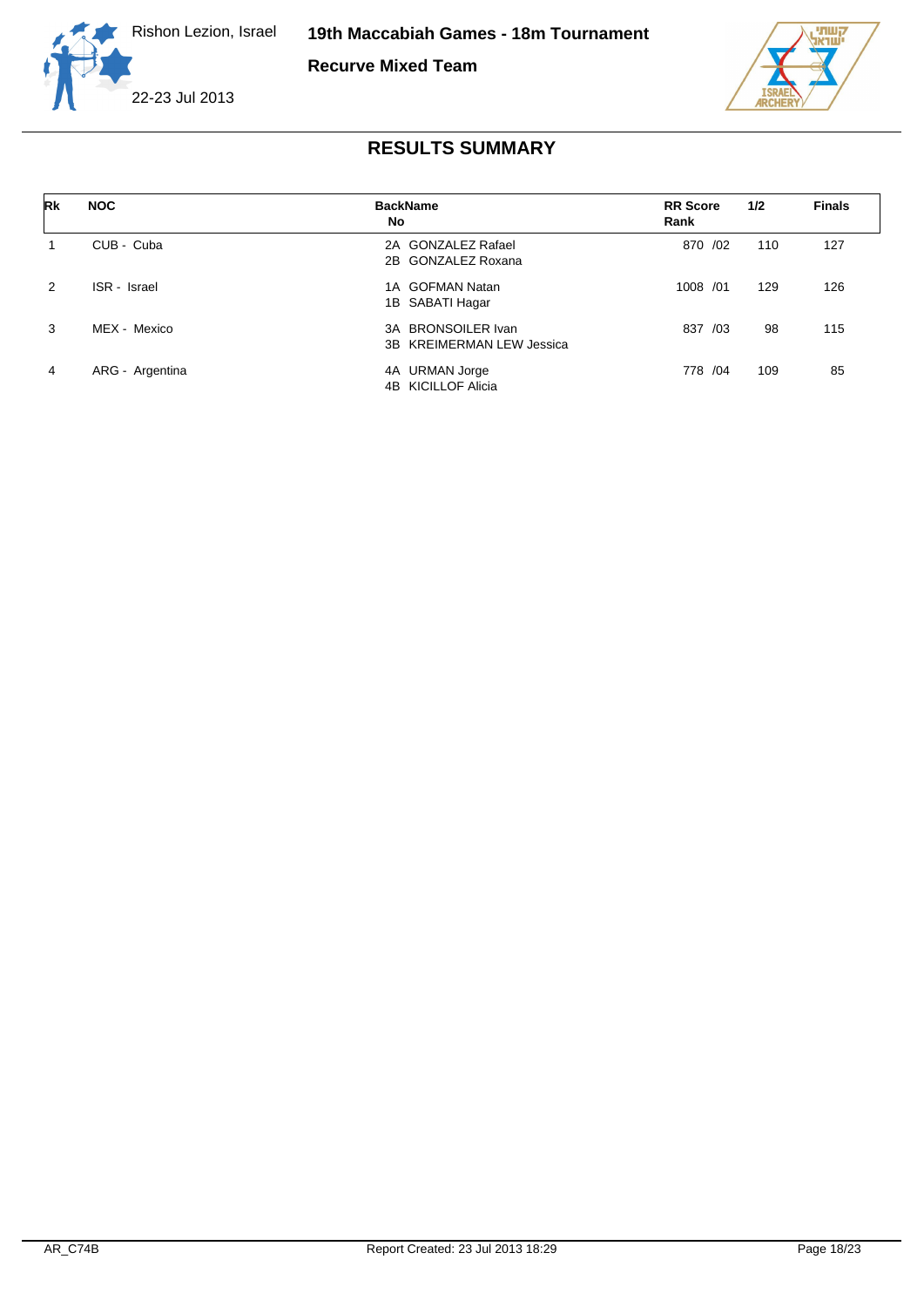# 19th Maccabiah Games - 18m Tournament

## Recurve Mixed Team

Rishon Lezion, Israel

22-23 Jul 2013

## RESULTS SUMMARY

| Rk | NOC | BackName No | RR Score Rank | 1/2 | Finals |
|---|---|---|---|---|---|
| 1 | CUB - Cuba | 2A GONZALEZ Rafael<br>2B GONZALEZ Roxana | 870 /02 | 110 | 127 |
| 2 | ISR - Israel | 1A GOFMAN Natan<br>1B SABATI Hagar | 1008 /01 | 129 | 126 |
| 3 | MEX - Mexico | 3A BRONSOILER Ivan<br>3B KREIMERMAN LEW Jessica | 837 /03 | 98 | 115 |
| 4 | ARG - Argentina | 4A URMAN Jorge<br>4B KICILLOF Alicia | 778 /04 | 109 | 85 |

AR_C74B Report Created: 23 Jul 2013 18:29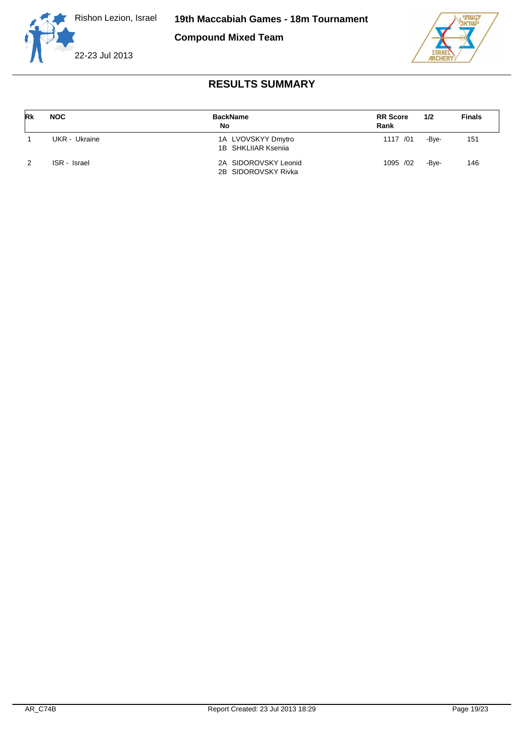Rishon Lezion, Israel

22-23 Jul 2013

**19th Maccabiah Games - 18m Tournament**

**Compound Mixed Team**

# RESULTS SUMMARY

| Rk | NOC | BackName No | RR Score Rank | 1/2 | Finals |
|---|---|---|---|---|---|
| 1 | UKR - Ukraine | 1A LVOVSKYY Dmytro<br>1B SHKLIIAR Kseniia | 1117 /01 | -Bye- | 151 |
| 2 | ISR - Israel | 2A SIDOROVSKY Leonid<br>2B SIDOROVSKY Rivka | 1095 /02 | -Bye- | 146 |

AR_C74B    Report Created: 23 Jul 2013 18:29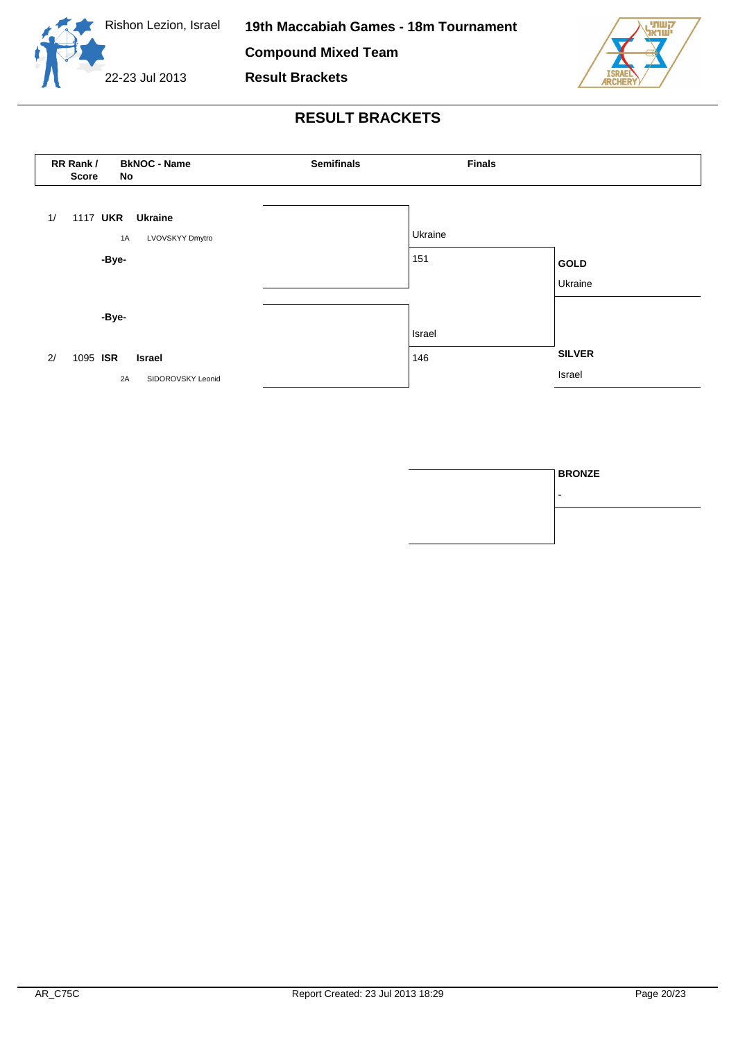Rishon Lezion, Israel

22-23 Jul 2013

**19th Maccabiah Games - 18m Tournament**

**Compound Mixed Team**

**Result Brackets**

## RESULT BRACKETS

| RR Rank / Score | BkNOC - No | Name | Semifinals | Finals | |
|---|---|---|---|---|---|
| 1/ 1117 | **UKR** | **Ukraine** | | Ukraine | |
| | 1A | LVOVSKYY Dmytro | | 151 | **GOLD** |
| | **-Bye-** | | | | Ukraine |
| | **-Bye-** | | | Israel | |
| 2/ 1095 | **ISR** | **Israel** | | 146 | **SILVER** |
| | 2A | SIDOROVSKY Leonid | | | Israel |

| | **BRONZE** |
|---|---|
| | - |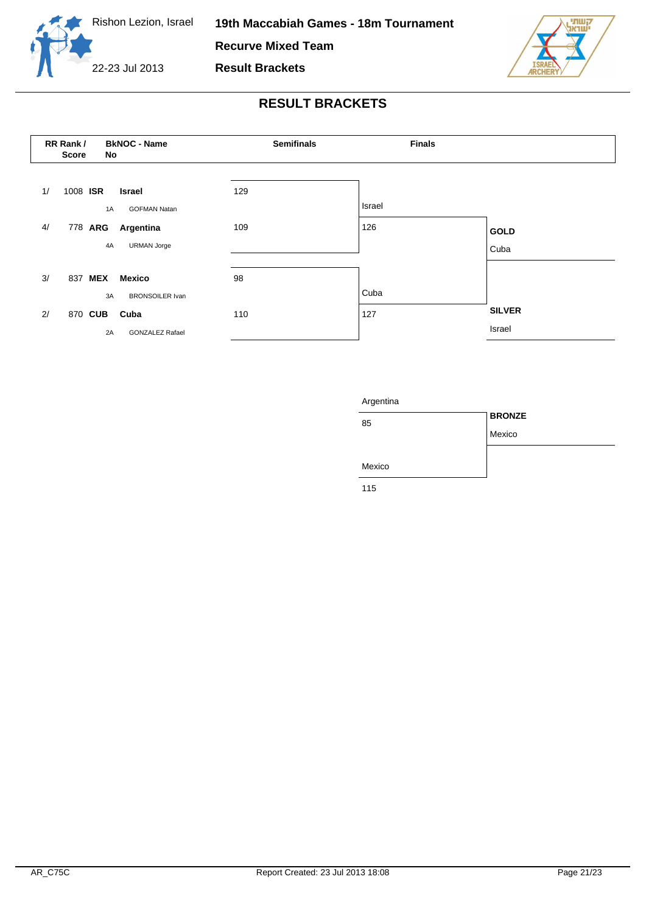Rishon Lezion, Israel

22-23 Jul 2013

# 19th Maccabiah Games - 18m Tournament

**Recurve Mixed Team**

**Result Brackets**

## RESULT BRACKETS

| RR Rank / Score | BkNOC - No | Name | Semifinals | Finals |
|---|---|---|---|---|
| 1/ 1008 | **ISR** | **Israel** | 129 | Israel 126 |
| | 1A | GOFMAN Natan | | |
| 4/ 778 | **ARG** | **Argentina** | 109 | |
| | 4A | URMAN Jorge | | |
| 3/ 837 | **MEX** | **Mexico** | 98 | |
| | 3A | BRONSOILER Ivan | | |
| 2/ 870 | **CUB** | **Cuba** | 110 | Cuba 127 |
| | 2A | GONZALEZ Rafael | | |

**GOLD**
Cuba

**SILVER**
Israel

Bronze match:

| Team | Score |
|---|---|
| Argentina | 85 |
| Mexico | 115 |

**BRONZE**
Mexico

AR_C75C Report Created: 23 Jul 2013 18:08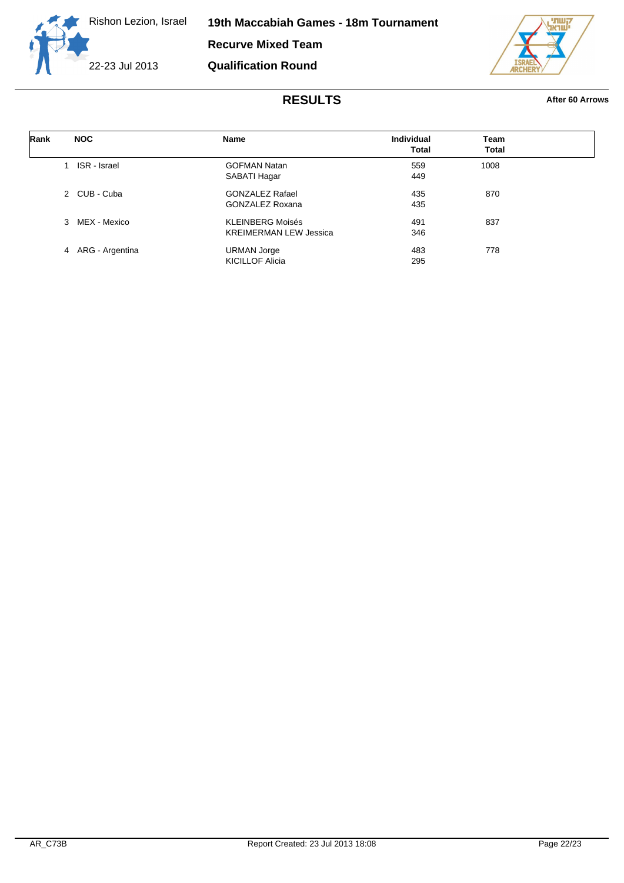Rishon Lezion, Israel

22-23 Jul 2013

# 19th Maccabiah Games - 18m Tournament

## Recurve Mixed Team

## Qualification Round

## RESULTS

**After 60 Arrows**

| Rank | NOC | Name | Individual Total | Team Total |
|---|---|---|---|---|
| 1 | ISR - Israel | GOFMAN Natan | 559 | 1008 |
| | | SABATI Hagar | 449 | |
| 2 | CUB - Cuba | GONZALEZ Rafael | 435 | 870 |
| | | GONZALEZ Roxana | 435 | |
| 3 | MEX - Mexico | KLEINBERG Moisés | 491 | 837 |
| | | KREIMERMAN LEW Jessica | 346 | |
| 4 | ARG - Argentina | URMAN Jorge | 483 | 778 |
| | | KICILLOF Alicia | 295 | |

AR_C73B Report Created: 23 Jul 2013 18:08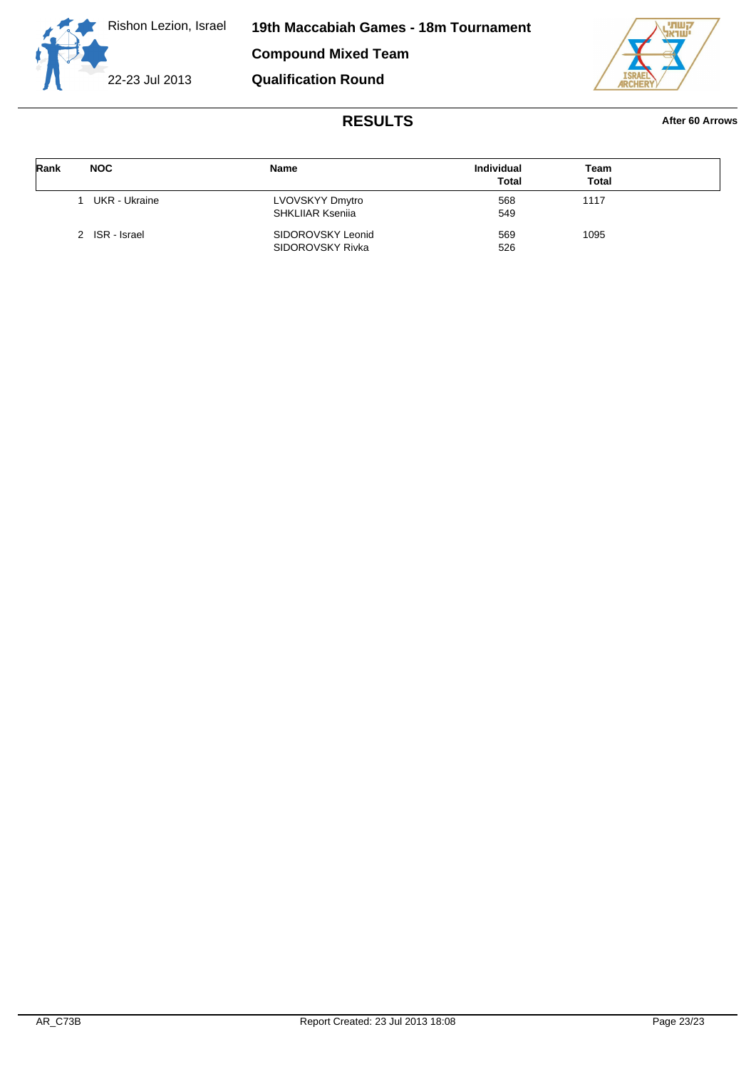Rishon Lezion, Israel

22-23 Jul 2013

# 19th Maccabiah Games - 18m Tournament

## Compound Mixed Team

## Qualification Round

### RESULTS

**After 60 Arrows**

| Rank | NOC | Name | Individual Total | Team Total |
|---|---|---|---|---|
| 1 | UKR - Ukraine | LVOVSKYY Dmytro | 568 | 1117 |
| | | SHKLIIAR Kseniia | 549 | |
| 2 | ISR - Israel | SIDOROVSKY Leonid | 569 | 1095 |
| | | SIDOROVSKY Rivka | 526 | |

AR_C73B

Report Created: 23 Jul 2013 18:08